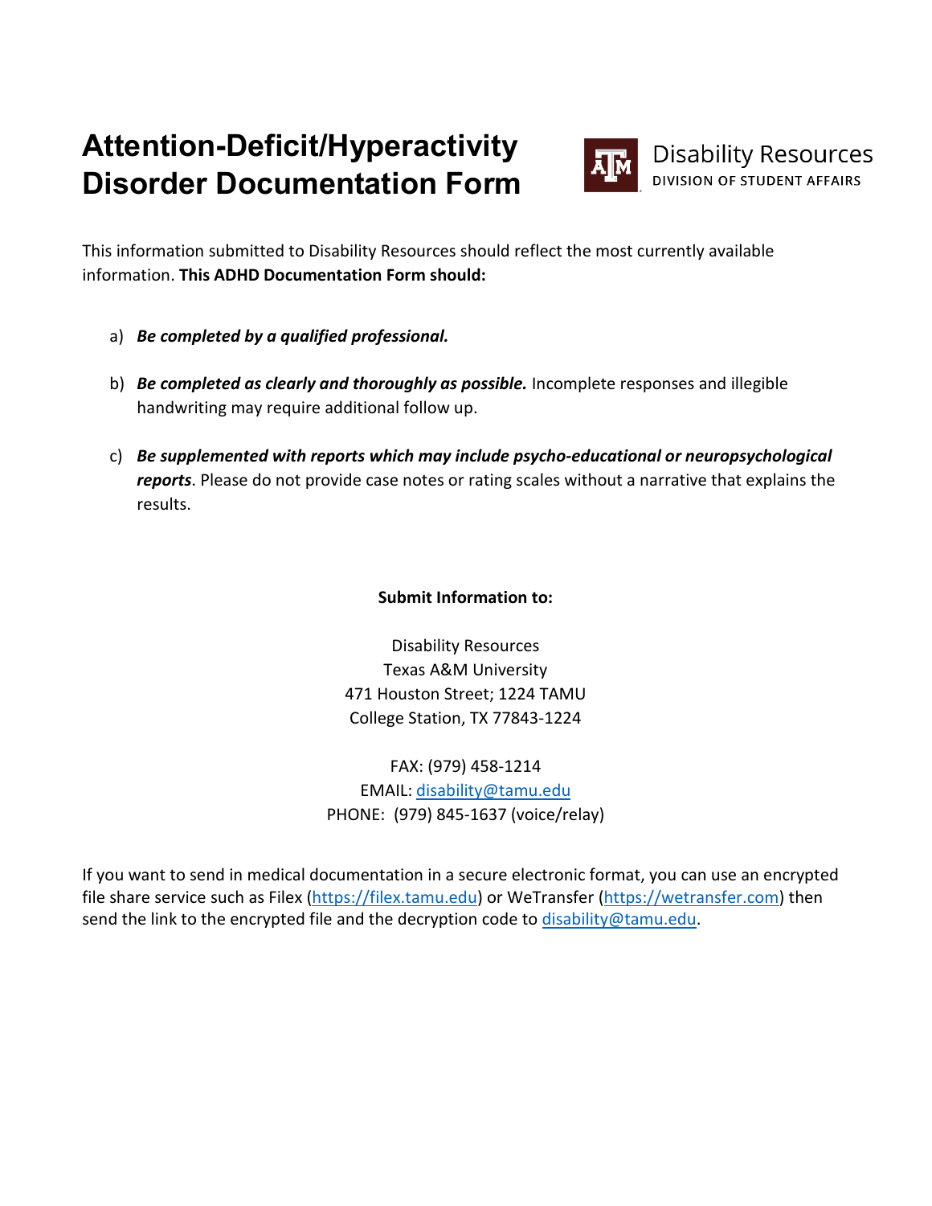# Attention-Deficit/Hyperactivity Disorder Documentation Form

Disability Resources
DIVISION OF STUDENT AFFAIRS

This information submitted to Disability Resources should reflect the most currently available information. **This ADHD Documentation Form should:**

a) ***Be completed by a qualified professional.***

b) ***Be completed as clearly and thoroughly as possible.*** Incomplete responses and illegible handwriting may require additional follow up.

c) ***Be supplemented with reports which may include psycho-educational or neuropsychological reports***. Please do not provide case notes or rating scales without a narrative that explains the results.

**Submit Information to:**

Disability Resources
Texas A&M University
471 Houston Street; 1224 TAMU
College Station, TX 77843-1224

FAX: (979) 458-1214
EMAIL: disability@tamu.edu
PHONE: (979) 845-1637 (voice/relay)

If you want to send in medical documentation in a secure electronic format, you can use an encrypted file share service such as Filex (https://filex.tamu.edu) or WeTransfer (https://wetransfer.com) then send the link to the encrypted file and the decryption code to disability@tamu.edu.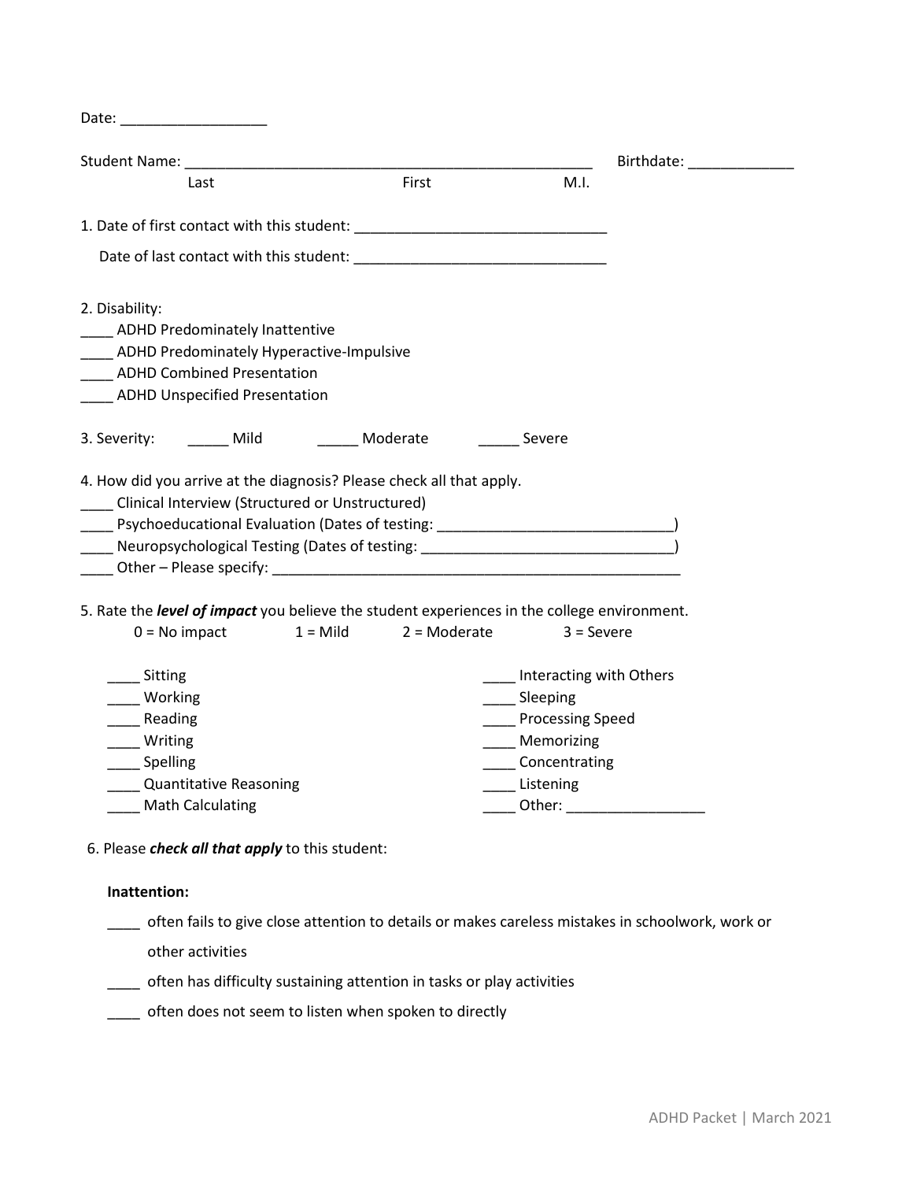Date: __________________

Student Name: ____________________________________________________ Birthdate: _____________

Last First M.I.

1. Date of first contact with this student: _______________________________

Date of last contact with this student: _______________________________

2. Disability:

____ ADHD Predominately Inattentive

____ ADHD Predominately Hyperactive-Impulsive

____ ADHD Combined Presentation

____ ADHD Unspecified Presentation

3. Severity: _____ Mild _____ Moderate _____ Severe

4. How did you arrive at the diagnosis? Please check all that apply.

____ Clinical Interview (Structured or Unstructured)

____ Psychoeducational Evaluation (Dates of testing: _____________________________)

____ Neuropsychological Testing (Dates of testing: _______________________________)

____ Other – Please specify: ____________________________________________________

5. Rate the ***level of impact*** you believe the student experiences in the college environment.

0 = No impact 1 = Mild 2 = Moderate 3 = Severe

____ Sitting

____ Working

____ Reading

____ Writing

____ Spelling

____ Quantitative Reasoning

____ Math Calculating

____ Interacting with Others

____ Sleeping

____ Processing Speed

____ Memorizing

____ Concentrating

____ Listening

____ Other: _________________

6. Please ***check all that apply*** to this student:

**Inattention:**

____ often fails to give close attention to details or makes careless mistakes in schoolwork, work or other activities

____ often has difficulty sustaining attention in tasks or play activities

____ often does not seem to listen when spoken to directly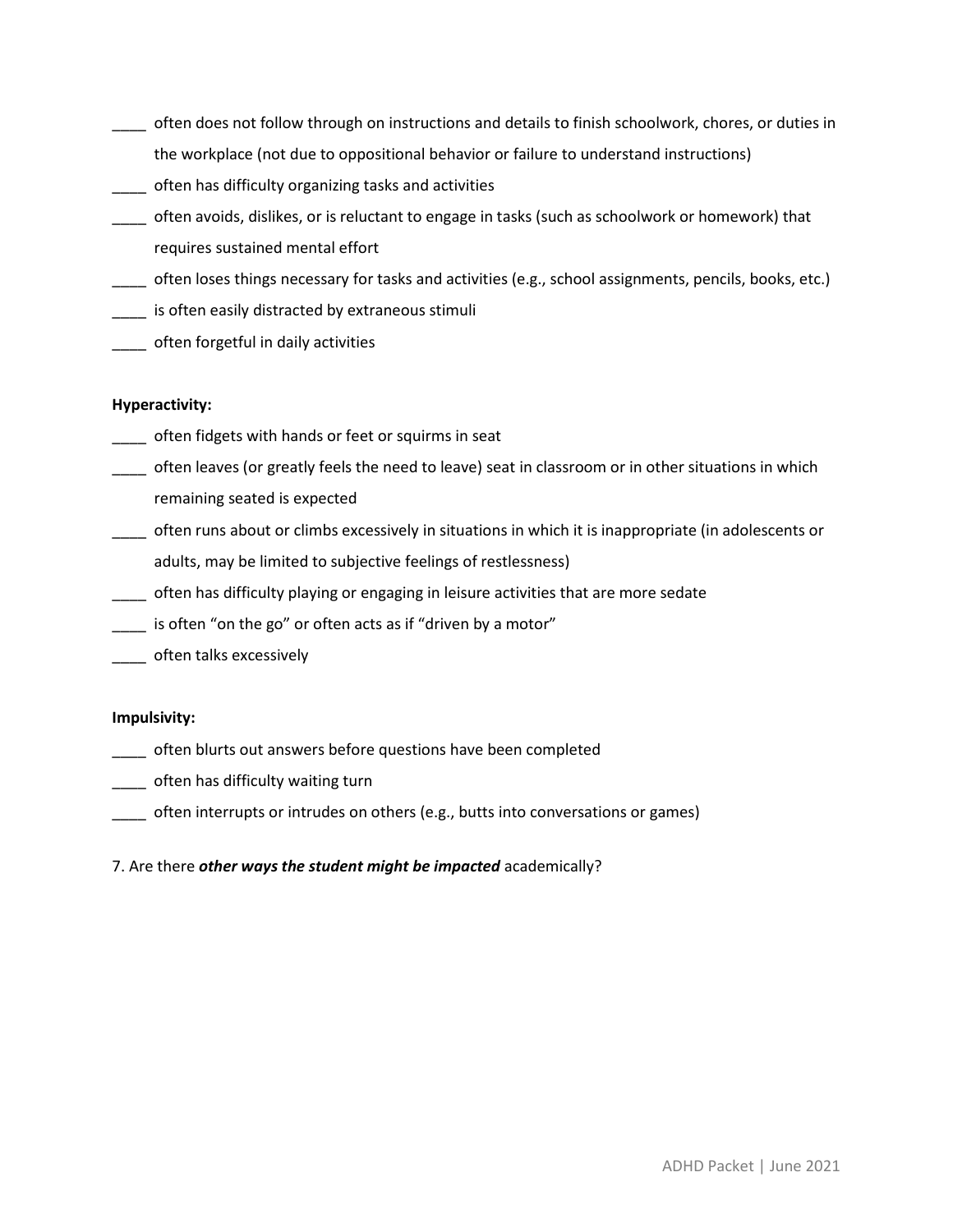____ often does not follow through on instructions and details to finish schoolwork, chores, or duties in the workplace (not due to oppositional behavior or failure to understand instructions)

____ often has difficulty organizing tasks and activities

____ often avoids, dislikes, or is reluctant to engage in tasks (such as schoolwork or homework) that requires sustained mental effort

____ often loses things necessary for tasks and activities (e.g., school assignments, pencils, books, etc.)

____ is often easily distracted by extraneous stimuli

____ often forgetful in daily activities

**Hyperactivity:**

____ often fidgets with hands or feet or squirms in seat

____ often leaves (or greatly feels the need to leave) seat in classroom or in other situations in which remaining seated is expected

____ often runs about or climbs excessively in situations in which it is inappropriate (in adolescents or adults, may be limited to subjective feelings of restlessness)

____ often has difficulty playing or engaging in leisure activities that are more sedate

____ is often "on the go" or often acts as if "driven by a motor"

____ often talks excessively

**Impulsivity:**

____ often blurts out answers before questions have been completed

____ often has difficulty waiting turn

____ often interrupts or intrudes on others (e.g., butts into conversations or games)

7. Are there ***other ways the student might be impacted*** academically?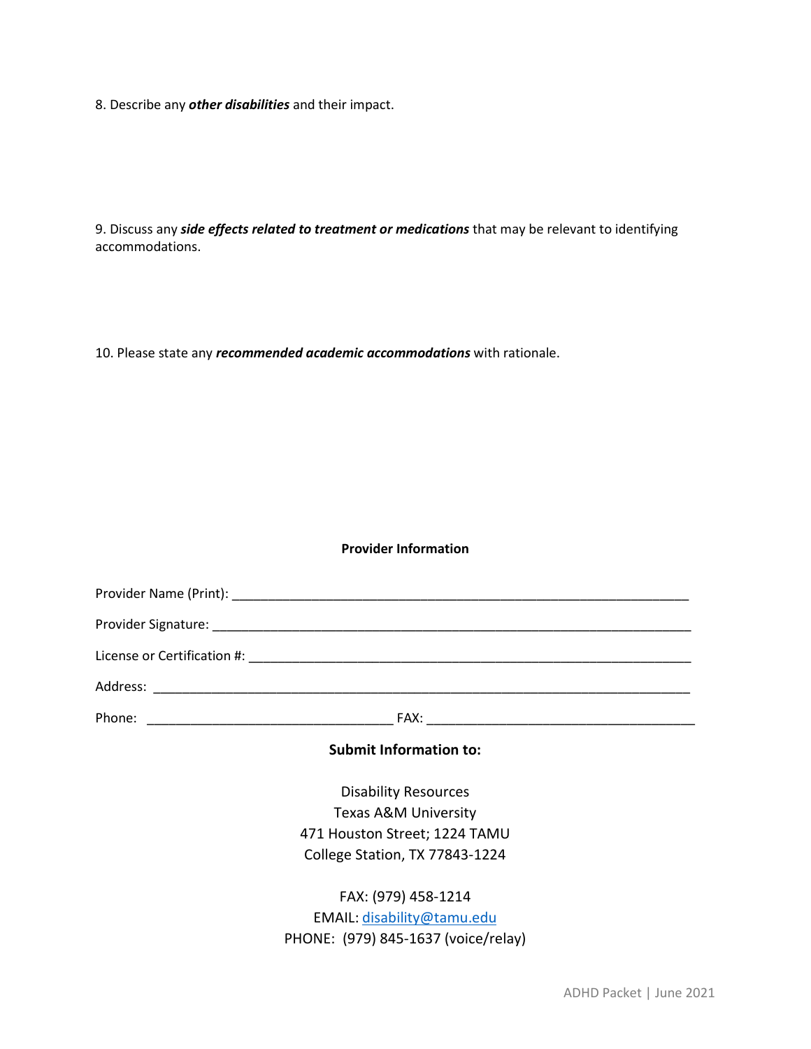8. Describe any ***other disabilities*** and their impact.

9. Discuss any ***side effects related to treatment or medications*** that may be relevant to identifying accommodations.

10. Please state any ***recommended academic accommodations*** with rationale.

**Provider Information**

Provider Name (Print): ___________________________________________________________________

Provider Signature: _____________________________________________________________________

License or Certification #: _______________________________________________________________

Address: ______________________________________________________________________________

Phone: ________________________________ FAX: ____________________________________

**Submit Information to:**

Disability Resources
Texas A&M University
471 Houston Street; 1224 TAMU
College Station, TX 77843-1224

FAX: (979) 458-1214
EMAIL: disability@tamu.edu
PHONE: (979) 845-1637 (voice/relay)